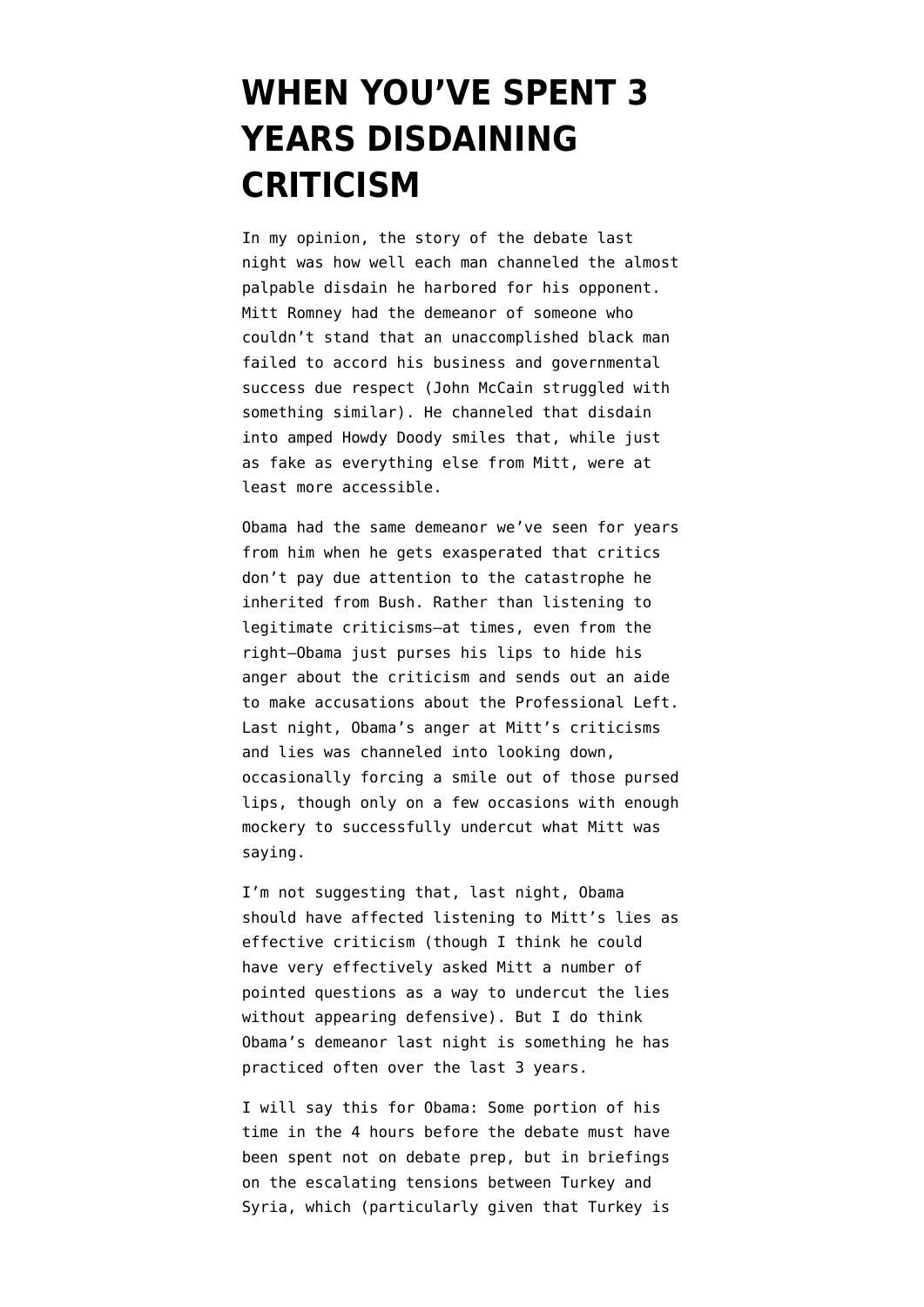# WHEN YOU'VE SPENT 3 YEARS DISDAINING CRITICISM

In my opinion, the story of the debate last night was how well each man channeled the almost palpable disdain he harbored for his opponent. Mitt Romney had the demeanor of someone who couldn't stand that an unaccomplished black man failed to accord his business and governmental success due respect (John McCain struggled with something similar). He channeled that disdain into amped Howdy Doody smiles that, while just as fake as everything else from Mitt, were at least more accessible.

Obama had the same demeanor we've seen for years from him when he gets exasperated that critics don't pay due attention to the catastrophe he inherited from Bush. Rather than listening to legitimate criticisms—at times, even from the right—Obama just purses his lips to hide his anger about the criticism and sends out an aide to make accusations about the Professional Left. Last night, Obama's anger at Mitt's criticisms and lies was channeled into looking down, occasionally forcing a smile out of those pursed lips, though only on a few occasions with enough mockery to successfully undercut what Mitt was saying.

I'm not suggesting that, last night, Obama should have affected listening to Mitt's lies as effective criticism (though I think he could have very effectively asked Mitt a number of pointed questions as a way to undercut the lies without appearing defensive). But I do think Obama's demeanor last night is something he has practiced often over the last 3 years.

I will say this for Obama: Some portion of his time in the 4 hours before the debate must have been spent not on debate prep, but in briefings on the escalating tensions between Turkey and Syria, which (particularly given that Turkey is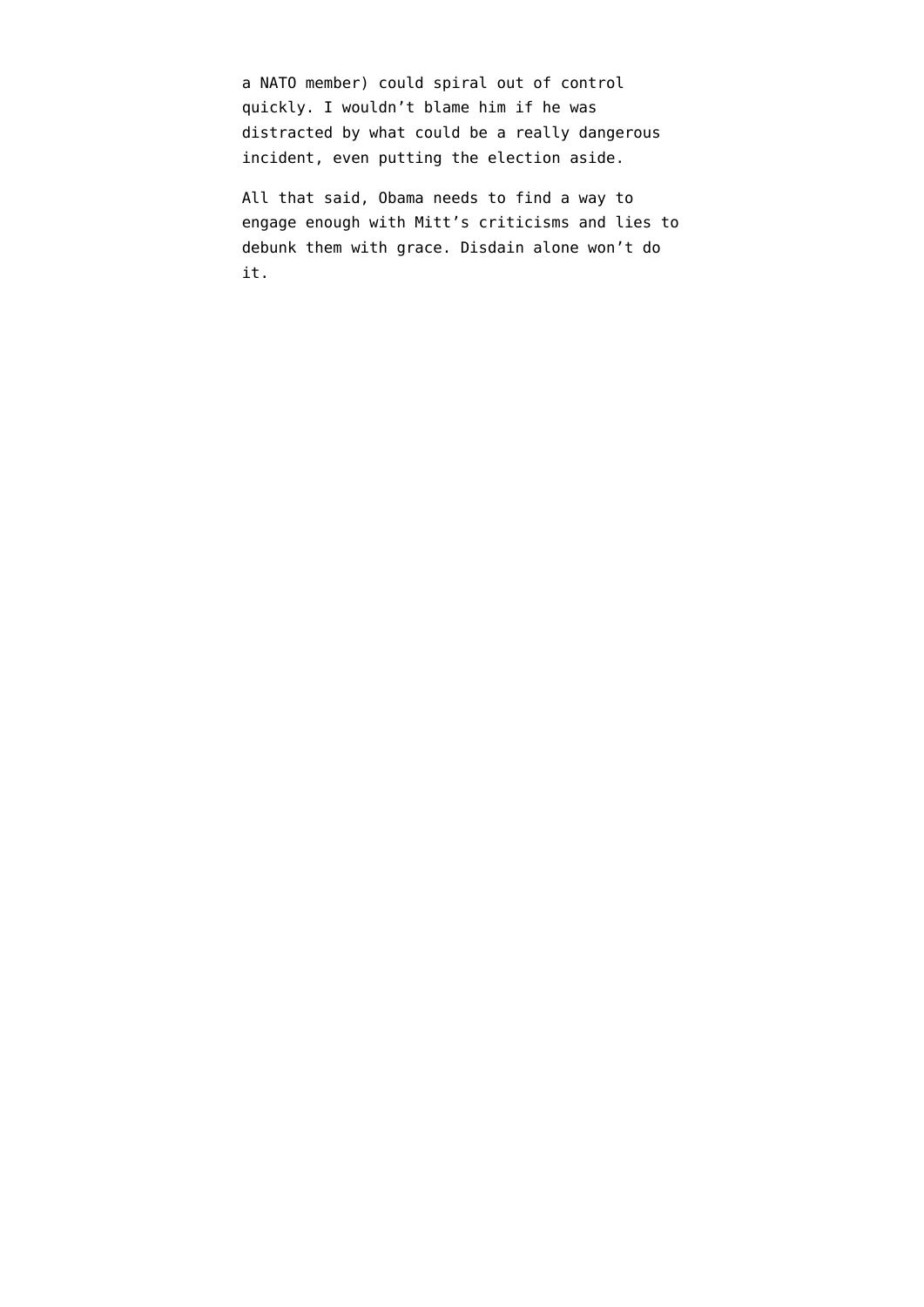a NATO member) could spiral out of control quickly. I wouldn't blame him if he was distracted by what could be a really dangerous incident, even putting the election aside.

All that said, Obama needs to find a way to engage enough with Mitt's criticisms and lies to debunk them with grace. Disdain alone won't do it.